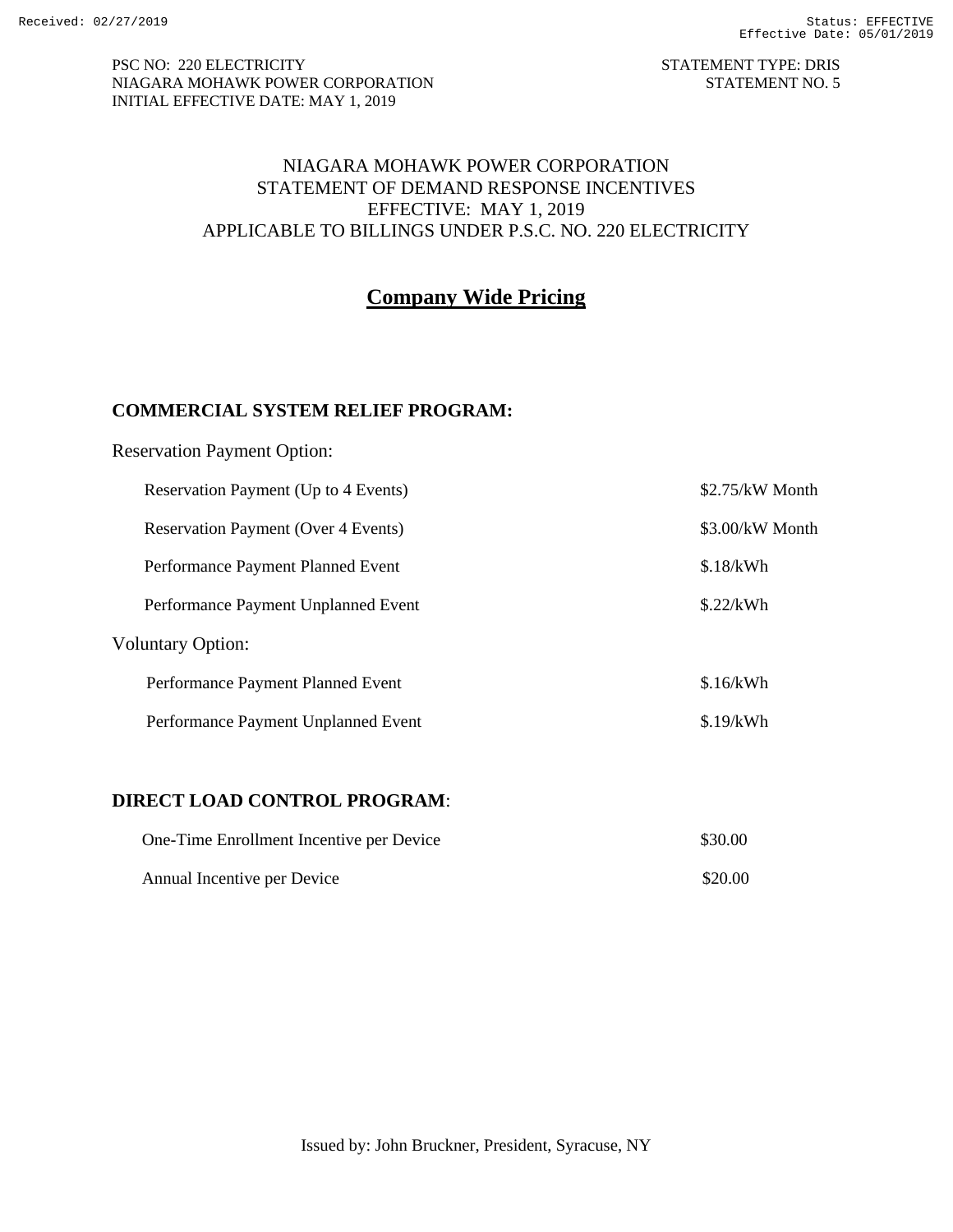PSC NO: 220 ELECTRICITY
NIAGARA MOHAWK POWER CORPORATION
INITIAL EFFECTIVE DATE: MAY 1, 2019

STATEMENT TYPE: DRIS
STATEMENT NO. 5

NIAGARA MOHAWK POWER CORPORATION
STATEMENT OF DEMAND RESPONSE INCENTIVES
EFFECTIVE: MAY 1, 2019
APPLICABLE TO BILLINGS UNDER P.S.C. NO. 220 ELECTRICITY

## Company Wide Pricing

### COMMERCIAL SYSTEM RELIEF PROGRAM:

Reservation Payment Option:

| | |
|---|---|
| Reservation Payment (Up to 4 Events) | $2.75/kW Month |
| Reservation Payment (Over 4 Events) | $3.00/kW Month |
| Performance Payment Planned Event | $.18/kWh |
| Performance Payment Unplanned Event | $.22/kWh |

Voluntary Option:

| | |
|---|---|
| Performance Payment Planned Event | $.16/kWh |
| Performance Payment Unplanned Event | $.19/kWh |

### DIRECT LOAD CONTROL PROGRAM:

| | |
|---|---|
| One-Time Enrollment Incentive per Device | $30.00 |
| Annual Incentive per Device | $20.00 |

Issued by: John Bruckner, President, Syracuse, NY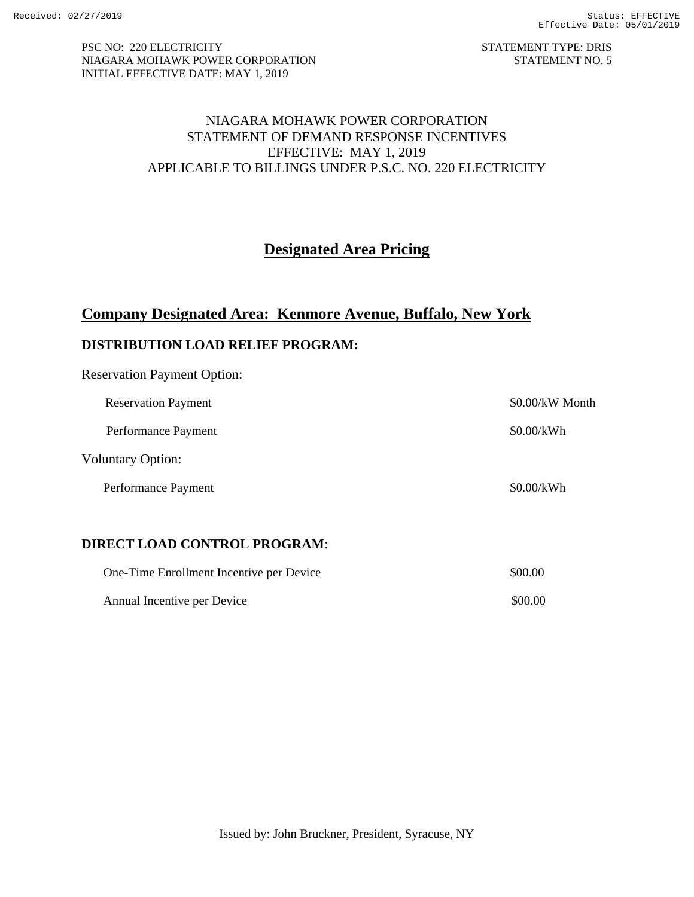PSC NO: 220 ELECTRICITY
NIAGARA MOHAWK POWER CORPORATION
INITIAL EFFECTIVE DATE: MAY 1, 2019

STATEMENT TYPE: DRIS
STATEMENT NO. 5

NIAGARA MOHAWK POWER CORPORATION
STATEMENT OF DEMAND RESPONSE INCENTIVES
EFFECTIVE: MAY 1, 2019
APPLICABLE TO BILLINGS UNDER P.S.C. NO. 220 ELECTRICITY

# Designated Area Pricing

## Company Designated Area: Kenmore Avenue, Buffalo, New York

### DISTRIBUTION LOAD RELIEF PROGRAM:

Reservation Payment Option:

| | |
|---|---|
| Reservation Payment | \$0.00/kW Month |
| Performance Payment | \$0.00/kWh |

Voluntary Option:

| | |
|---|---|
| Performance Payment | \$0.00/kWh |

### DIRECT LOAD CONTROL PROGRAM:

| | |
|---|---|
| One-Time Enrollment Incentive per Device | \$00.00 |
| Annual Incentive per Device | \$00.00 |

Issued by: John Bruckner, President, Syracuse, NY